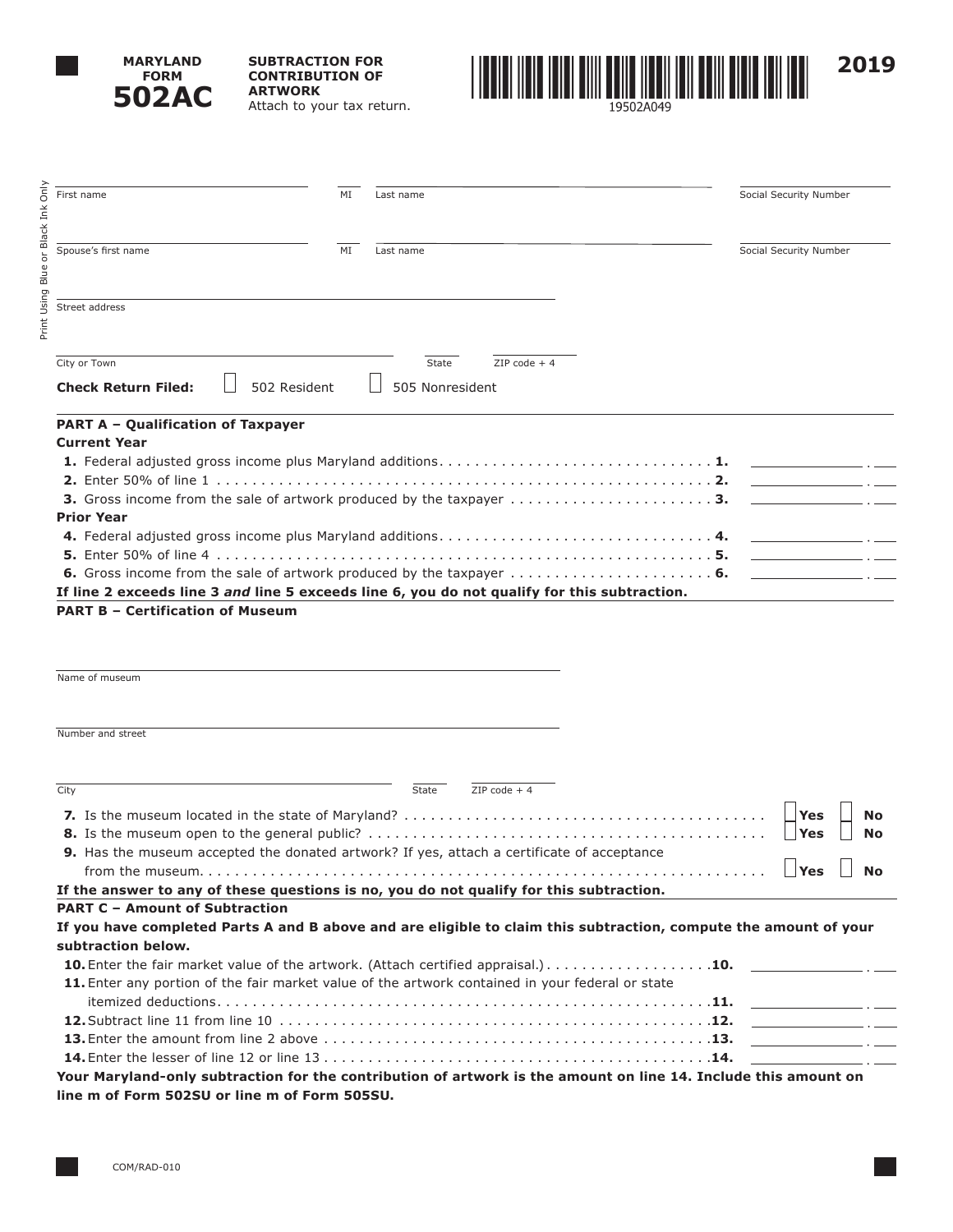# MARYLAND FORM 502AC

**SUBTRACTION FOR CONTRIBUTION OF ARTWORK**

Attach to your tax return.

19502A049

**2019**

Print Using Blue or Black Ink Only

First name ______ MI ______ Last name ______ Social Security Number ______

Spouse's first name ______ MI ______ Last name ______ Social Security Number ______

Street address ______

City or Town ______ State ______ ZIP code + 4 ______

**Check Return Filed:** ☐ 502 Resident ☐ 505 Nonresident

**PART A – Qualification of Taxpayer**

**Current Year**

**1.** Federal adjusted gross income plus Maryland additions . . . . . . . . . . **1.** ______

**2.** Enter 50% of line 1 . . . . . . . . . . **2.** ______

**3.** Gross income from the sale of artwork produced by the taxpayer . . . . . . . . . . **3.** ______

**Prior Year**

**4.** Federal adjusted gross income plus Maryland additions . . . . . . . . . . **4.** ______

**5.** Enter 50% of line 4 . . . . . . . . . . **5.** ______

**6.** Gross income from the sale of artwork produced by the taxpayer . . . . . . . . . . **6.** ______

**If line 2 exceeds line 3 *and* line 5 exceeds line 6, you do not qualify for this subtraction.**

**PART B – Certification of Museum**

Name of museum ______

Number and street ______

City ______ State ______ ZIP code + 4 ______

**7.** Is the museum located in the state of Maryland? . . . . . . . . . . ☐ **Yes** ☐ **No**

**8.** Is the museum open to the general public? . . . . . . . . . . ☐ **Yes** ☐ **No**

**9.** Has the museum accepted the donated artwork? If yes, attach a certificate of acceptance from the museum. . . . . . . . . . . ☐ **Yes** ☐ **No**

**If the answer to any of these questions is no, you do not qualify for this subtraction.**

**PART C – Amount of Subtraction**

**If you have completed Parts A and B above and are eligible to claim this subtraction, compute the amount of your subtraction below.**

**10.** Enter the fair market value of the artwork. (Attach certified appraisal.) . . . . . . . . . . **10.** ______

**11.** Enter any portion of the fair market value of the artwork contained in your federal or state itemized deductions . . . . . . . . . . **11.** ______

**12.** Subtract line 11 from line 10 . . . . . . . . . . **12.** ______

**13.** Enter the amount from line 2 above . . . . . . . . . . **13.** ______

**14.** Enter the lesser of line 12 or line 13 . . . . . . . . . . **14.** ______

**Your Maryland-only subtraction for the contribution of artwork is the amount on line 14. Include this amount on line m of Form 502SU or line m of Form 505SU.**

COM/RAD-010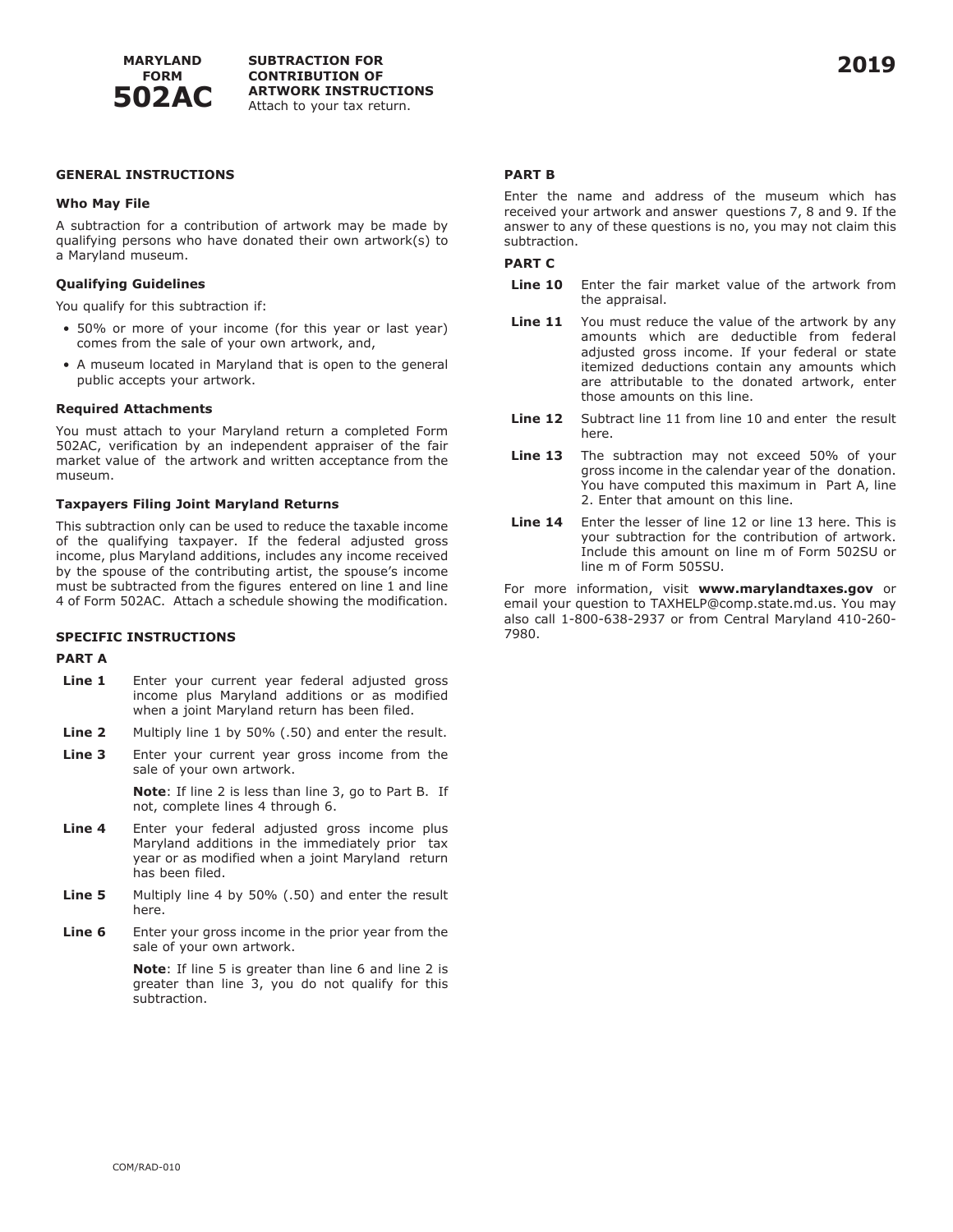**MARYLAND FORM 502AC**

# SUBTRACTION FOR CONTRIBUTION OF ARTWORK INSTRUCTIONS

Attach to your tax return.

**2019**

## GENERAL INSTRUCTIONS

### Who May File

A subtraction for a contribution of artwork may be made by qualifying persons who have donated their own artwork(s) to a Maryland museum.

### Qualifying Guidelines

You qualify for this subtraction if:

- 50% or more of your income (for this year or last year) comes from the sale of your own artwork, and,
- A museum located in Maryland that is open to the general public accepts your artwork.

### Required Attachments

You must attach to your Maryland return a completed Form 502AC, verification by an independent appraiser of the fair market value of the artwork and written acceptance from the museum.

### Taxpayers Filing Joint Maryland Returns

This subtraction only can be used to reduce the taxable income of the qualifying taxpayer. If the federal adjusted gross income, plus Maryland additions, includes any income received by the spouse of the contributing artist, the spouse's income must be subtracted from the figures entered on line 1 and line 4 of Form 502AC. Attach a schedule showing the modification.

## SPECIFIC INSTRUCTIONS

### PART A

**Line 1** Enter your current year federal adjusted gross income plus Maryland additions or as modified when a joint Maryland return has been filed.

**Line 2** Multiply line 1 by 50% (.50) and enter the result.

**Line 3** Enter your current year gross income from the sale of your own artwork.

**Note**: If line 2 is less than line 3, go to Part B. If not, complete lines 4 through 6.

**Line 4** Enter your federal adjusted gross income plus Maryland additions in the immediately prior tax year or as modified when a joint Maryland return has been filed.

**Line 5** Multiply line 4 by 50% (.50) and enter the result here.

**Line 6** Enter your gross income in the prior year from the sale of your own artwork.

**Note**: If line 5 is greater than line 6 and line 2 is greater than line 3, you do not qualify for this subtraction.

### PART B

Enter the name and address of the museum which has received your artwork and answer questions 7, 8 and 9. If the answer to any of these questions is no, you may not claim this subtraction.

### PART C

**Line 10** Enter the fair market value of the artwork from the appraisal.

**Line 11** You must reduce the value of the artwork by any amounts which are deductible from federal adjusted gross income. If your federal or state itemized deductions contain any amounts which are attributable to the donated artwork, enter those amounts on this line.

**Line 12** Subtract line 11 from line 10 and enter the result here.

**Line 13** The subtraction may not exceed 50% of your gross income in the calendar year of the donation. You have computed this maximum in Part A, line 2. Enter that amount on this line.

**Line 14** Enter the lesser of line 12 or line 13 here. This is your subtraction for the contribution of artwork. Include this amount on line m of Form 502SU or line m of Form 505SU.

For more information, visit **www.marylandtaxes.gov** or email your question to TAXHELP@comp.state.md.us. You may also call 1-800-638-2937 or from Central Maryland 410-260-7980.

COM/RAD-010